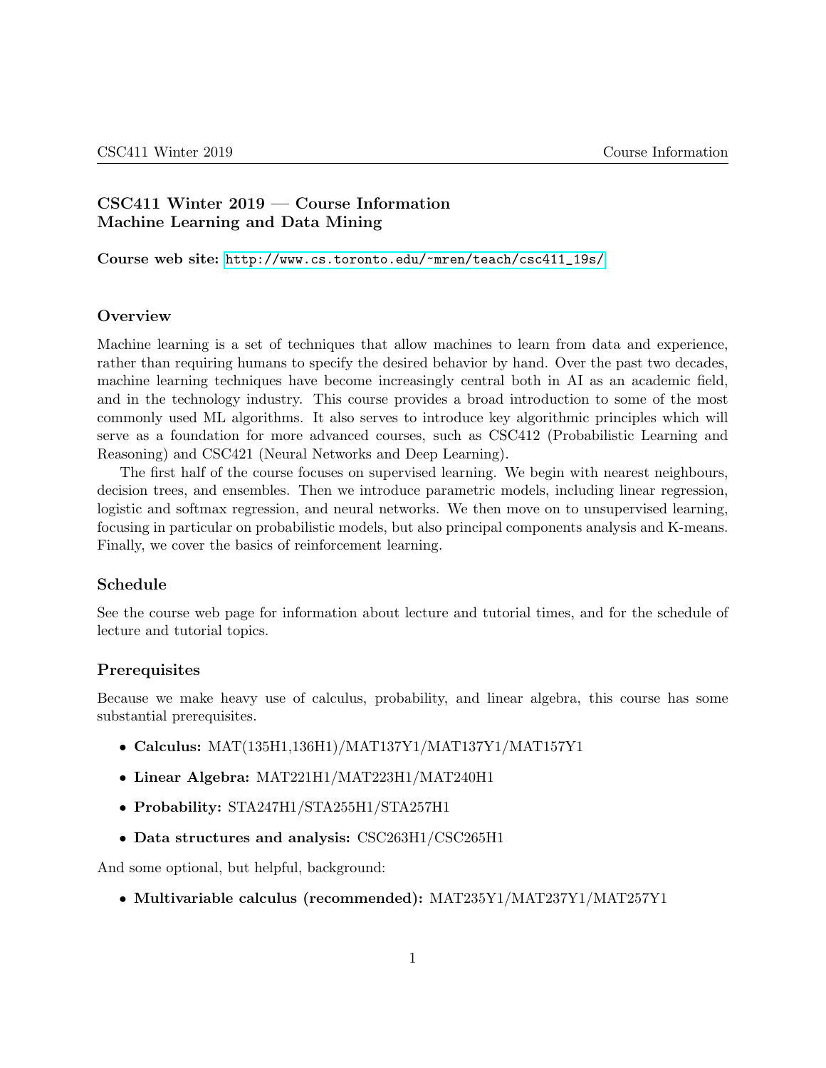# CSC411 Winter 2019 — Course Information
## Machine Learning and Data Mining

**Course web site:** http://www.cs.toronto.edu/~mren/teach/csc411_19s/

### Overview

Machine learning is a set of techniques that allow machines to learn from data and experience, rather than requiring humans to specify the desired behavior by hand. Over the past two decades, machine learning techniques have become increasingly central both in AI as an academic field, and in the technology industry. This course provides a broad introduction to some of the most commonly used ML algorithms. It also serves to introduce key algorithmic principles which will serve as a foundation for more advanced courses, such as CSC412 (Probabilistic Learning and Reasoning) and CSC421 (Neural Networks and Deep Learning).

The first half of the course focuses on supervised learning. We begin with nearest neighbours, decision trees, and ensembles. Then we introduce parametric models, including linear regression, logistic and softmax regression, and neural networks. We then move on to unsupervised learning, focusing in particular on probabilistic models, but also principal components analysis and K-means. Finally, we cover the basics of reinforcement learning.

### Schedule

See the course web page for information about lecture and tutorial times, and for the schedule of lecture and tutorial topics.

### Prerequisites

Because we make heavy use of calculus, probability, and linear algebra, this course has some substantial prerequisites.

- **Calculus:** MAT(135H1,136H1)/MAT137Y1/MAT137Y1/MAT157Y1
- **Linear Algebra:** MAT221H1/MAT223H1/MAT240H1
- **Probability:** STA247H1/STA255H1/STA257H1
- **Data structures and analysis:** CSC263H1/CSC265H1

And some optional, but helpful, background:

- **Multivariable calculus (recommended):** MAT235Y1/MAT237Y1/MAT257Y1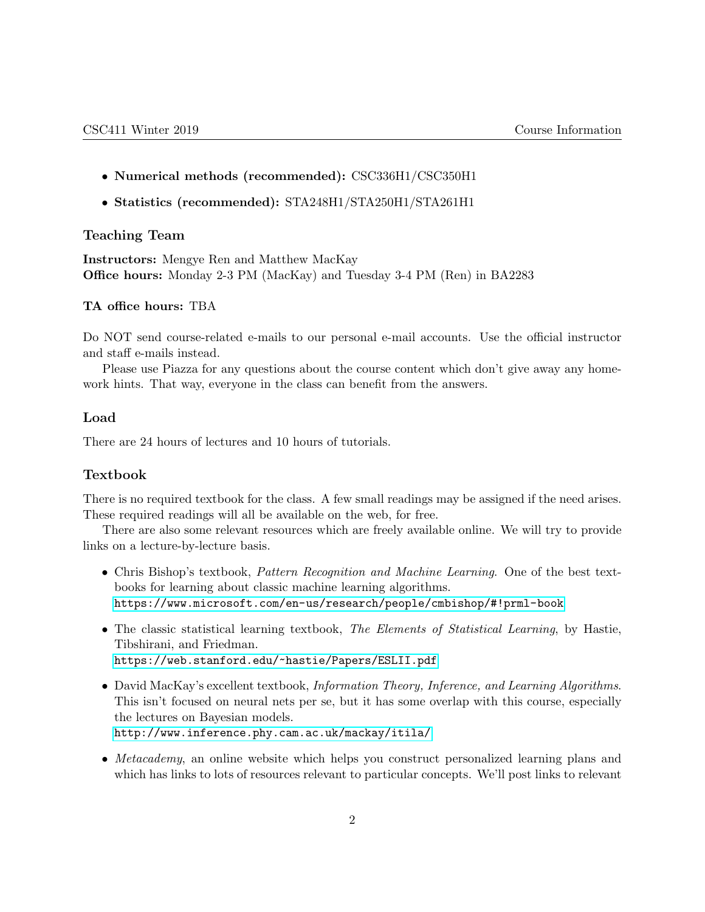- **Numerical methods (recommended):** CSC336H1/CSC350H1
- **Statistics (recommended):** STA248H1/STA250H1/STA261H1

### Teaching Team

**Instructors:** Mengye Ren and Matthew MacKay
**Office hours:** Monday 2-3 PM (MacKay) and Tuesday 3-4 PM (Ren) in BA2283

**TA office hours:** TBA

Do NOT send course-related e-mails to our personal e-mail accounts. Use the official instructor and staff e-mails instead.

Please use Piazza for any questions about the course content which don't give away any homework hints. That way, everyone in the class can benefit from the answers.

### Load

There are 24 hours of lectures and 10 hours of tutorials.

### Textbook

There is no required textbook for the class. A few small readings may be assigned if the need arises. These required readings will all be available on the web, for free.

There are also some relevant resources which are freely available online. We will try to provide links on a lecture-by-lecture basis.

- Chris Bishop's textbook, *Pattern Recognition and Machine Learning*. One of the best textbooks for learning about classic machine learning algorithms.
  https://www.microsoft.com/en-us/research/people/cmbishop/#!prml-book
- The classic statistical learning textbook, *The Elements of Statistical Learning*, by Hastie, Tibshirani, and Friedman.
  https://web.stanford.edu/~hastie/Papers/ESLII.pdf
- David MacKay's excellent textbook, *Information Theory, Inference, and Learning Algorithms*. This isn't focused on neural nets per se, but it has some overlap with this course, especially the lectures on Bayesian models.
  http://www.inference.phy.cam.ac.uk/mackay/itila/
- *Metacademy*, an online website which helps you construct personalized learning plans and which has links to lots of resources relevant to particular concepts. We'll post links to relevant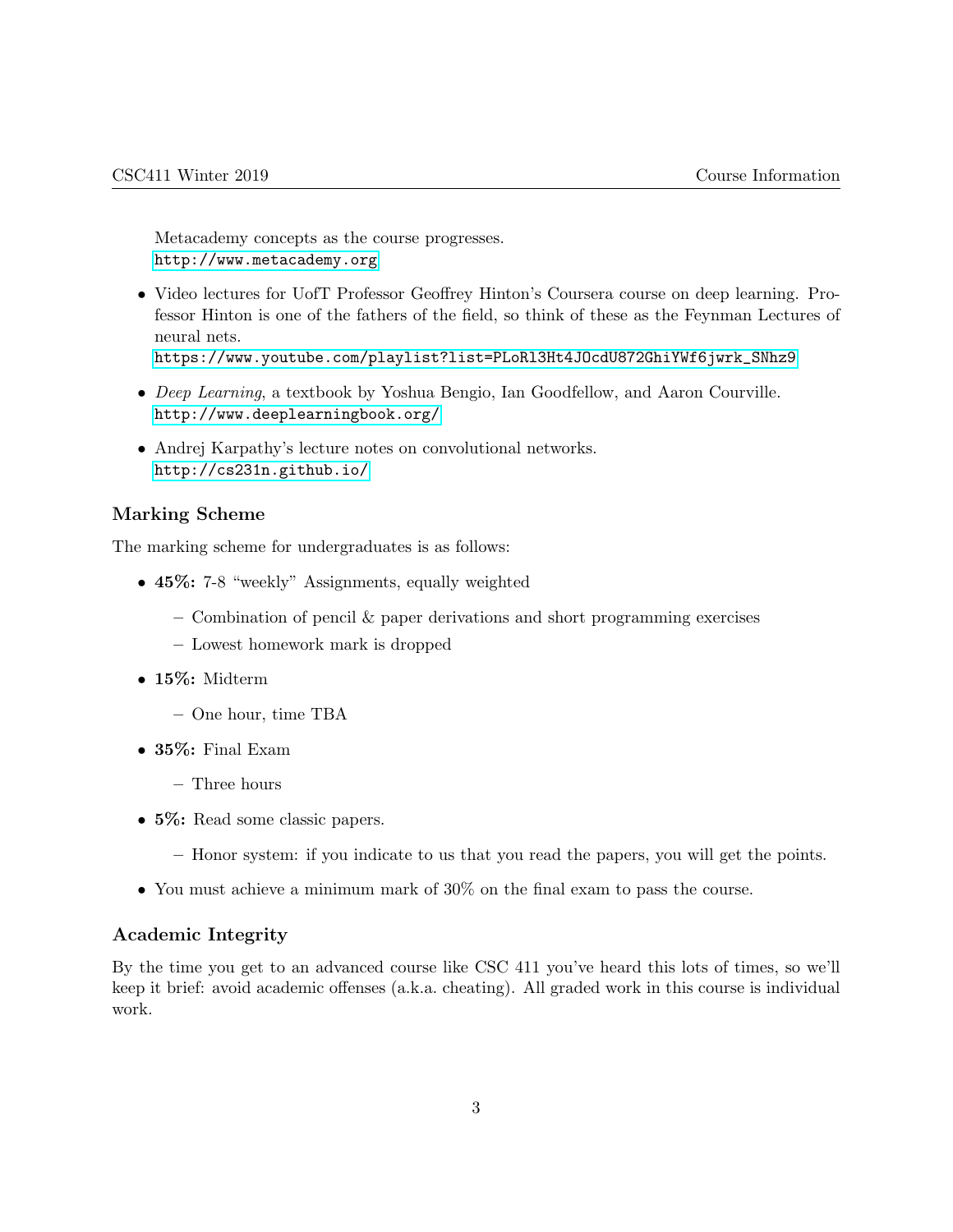Metacademy concepts as the course progresses.
http://www.metacademy.org

- Video lectures for UofT Professor Geoffrey Hinton's Coursera course on deep learning. Professor Hinton is one of the fathers of the field, so think of these as the Feynman Lectures of neural nets.
https://www.youtube.com/playlist?list=PLoRl3Ht4JOcdU872GhiYWf6jwrk_SNhz9
- *Deep Learning*, a textbook by Yoshua Bengio, Ian Goodfellow, and Aaron Courville.
http://www.deeplearningbook.org/
- Andrej Karpathy's lecture notes on convolutional networks.
http://cs231n.github.io/

### Marking Scheme

The marking scheme for undergraduates is as follows:

- **45%:** 7-8 "weekly" Assignments, equally weighted
  - Combination of pencil & paper derivations and short programming exercises
  - Lowest homework mark is dropped
- **15%:** Midterm
  - One hour, time TBA
- **35%:** Final Exam
  - Three hours
- **5%:** Read some classic papers.
  - Honor system: if you indicate to us that you read the papers, you will get the points.
- You must achieve a minimum mark of 30% on the final exam to pass the course.

### Academic Integrity

By the time you get to an advanced course like CSC 411 you've heard this lots of times, so we'll keep it brief: avoid academic offenses (a.k.a. cheating). All graded work in this course is individual work.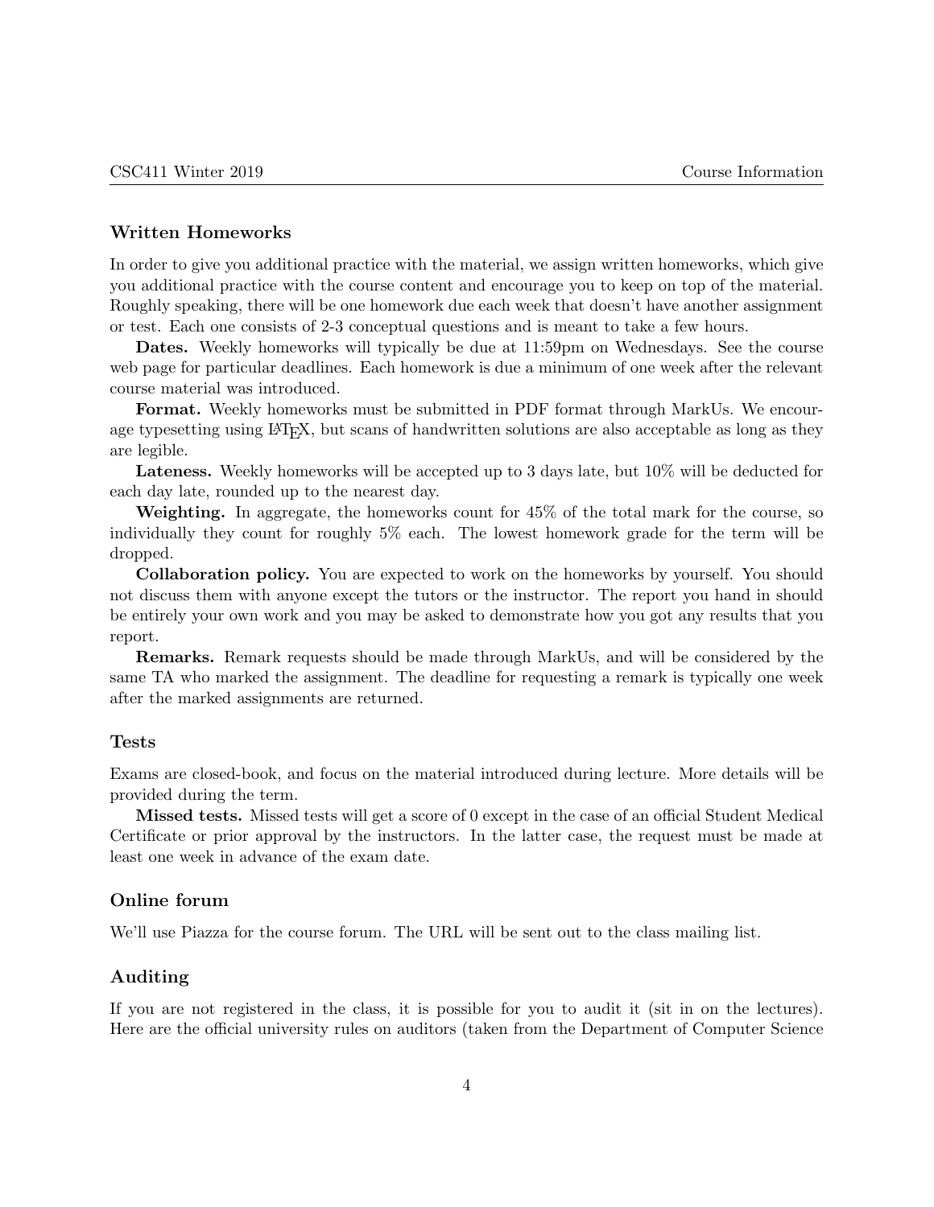### Written Homeworks

In order to give you additional practice with the material, we assign written homeworks, which give you additional practice with the course content and encourage you to keep on top of the material. Roughly speaking, there will be one homework due each week that doesn't have another assignment or test. Each one consists of 2-3 conceptual questions and is meant to take a few hours.

**Dates.** Weekly homeworks will typically be due at 11:59pm on Wednesdays. See the course web page for particular deadlines. Each homework is due a minimum of one week after the relevant course material was introduced.

**Format.** Weekly homeworks must be submitted in PDF format through MarkUs. We encourage typesetting using LaTeX, but scans of handwritten solutions are also acceptable as long as they are legible.

**Lateness.** Weekly homeworks will be accepted up to 3 days late, but 10% will be deducted for each day late, rounded up to the nearest day.

**Weighting.** In aggregate, the homeworks count for 45% of the total mark for the course, so individually they count for roughly 5% each. The lowest homework grade for the term will be dropped.

**Collaboration policy.** You are expected to work on the homeworks by yourself. You should not discuss them with anyone except the tutors or the instructor. The report you hand in should be entirely your own work and you may be asked to demonstrate how you got any results that you report.

**Remarks.** Remark requests should be made through MarkUs, and will be considered by the same TA who marked the assignment. The deadline for requesting a remark is typically one week after the marked assignments are returned.

### Tests

Exams are closed-book, and focus on the material introduced during lecture. More details will be provided during the term.

**Missed tests.** Missed tests will get a score of 0 except in the case of an official Student Medical Certificate or prior approval by the instructors. In the latter case, the request must be made at least one week in advance of the exam date.

### Online forum

We'll use Piazza for the course forum. The URL will be sent out to the class mailing list.

### Auditing

If you are not registered in the class, it is possible for you to audit it (sit in on the lectures). Here are the official university rules on auditors (taken from the Department of Computer Science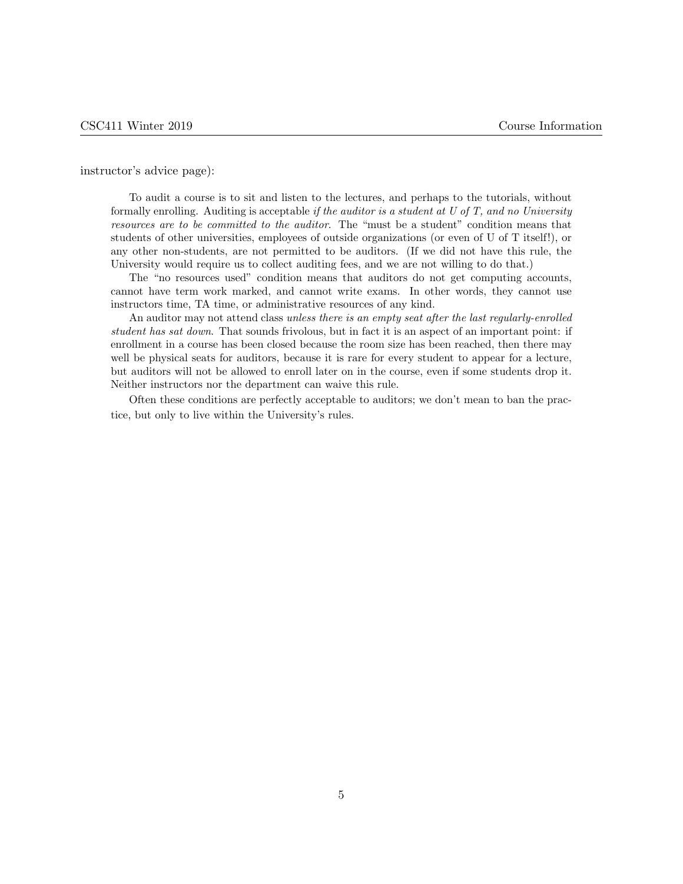instructor's advice page):

> To audit a course is to sit and listen to the lectures, and perhaps to the tutorials, without formally enrolling. Auditing is acceptable *if the auditor is a student at U of T, and no University resources are to be committed to the auditor*. The "must be a student" condition means that students of other universities, employees of outside organizations (or even of U of T itself!), or any other non-students, are not permitted to be auditors. (If we did not have this rule, the University would require us to collect auditing fees, and we are not willing to do that.)
>
> The "no resources used" condition means that auditors do not get computing accounts, cannot have term work marked, and cannot write exams. In other words, they cannot use instructors time, TA time, or administrative resources of any kind.
>
> An auditor may not attend class *unless there is an empty seat after the last regularly-enrolled student has sat down*. That sounds frivolous, but in fact it is an aspect of an important point: if enrollment in a course has been closed because the room size has been reached, then there may well be physical seats for auditors, because it is rare for every student to appear for a lecture, but auditors will not be allowed to enroll later on in the course, even if some students drop it. Neither instructors nor the department can waive this rule.
>
> Often these conditions are perfectly acceptable to auditors; we don't mean to ban the practice, but only to live within the University's rules.